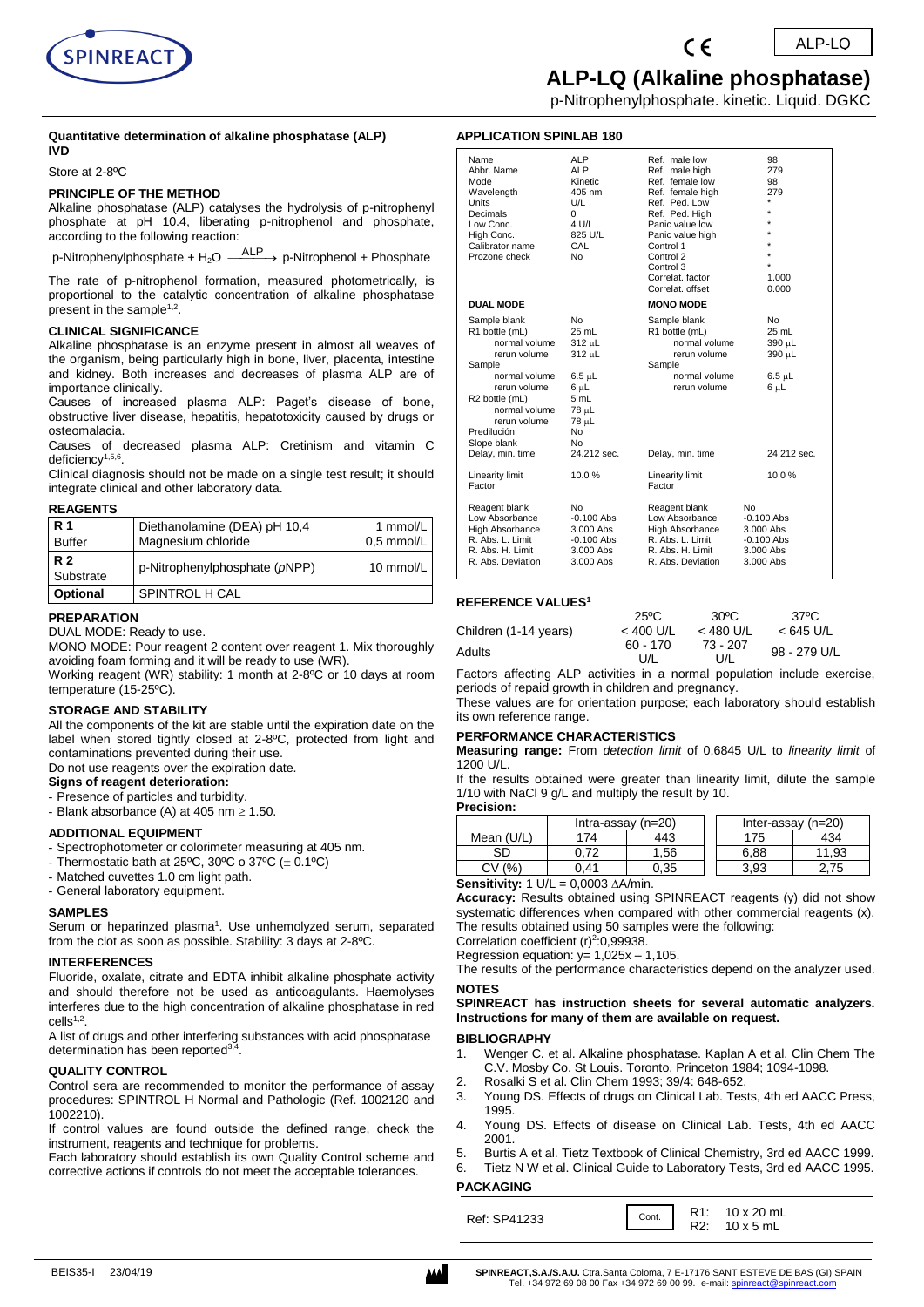ALP-LO

# ALP-LQ (Alkaline phosphatase)

p-Nitrophenylphosphate. kinetic. Liquid. DGKC

**Quantitative determination of alkaline phosphatase (ALP)**
**IVD**

Store at 2-8ºC

### PRINCIPLE OF THE METHOD

Alkaline phosphatase (ALP) catalyses the hydrolysis of p-nitrophenyl phosphate at pH 10.4, liberating p-nitrophenol and phosphate, according to the following reaction:

$$\text{p-Nitrophenylphosphate} + H_2O \xrightarrow{ALP} \text{p-Nitrophenol} + \text{Phosphate}$$

The rate of p-nitrophenol formation, measured photometrically, is proportional to the catalytic concentration of alkaline phosphatase present in the sample[1,2].

### CLINICAL SIGNIFICANCE

Alkaline phosphatase is an enzyme present in almost all weaves of the organism, being particularly high in bone, liver, placenta, intestine and kidney. Both increases and decreases of plasma ALP are of importance clinically.

Causes of increased plasma ALP: Paget's disease of bone, obstructive liver disease, hepatitis, hepatotoxicity caused by drugs or osteomalacia.

Causes of decreased plasma ALP: Cretinism and vitamin C deficiency[1,5,6].

Clinical diagnosis should not be made on a single test result; it should integrate clinical and other laboratory data.

### REAGENTS

| | | |
|---|---|---|
| **R 1** Buffer | Diethanolamine (DEA) pH 10,4<br>Magnesium chloride | 1 mmol/L<br>0,5 mmol/L |
| **R 2** Substrate | p-Nitrophenylphosphate (*p*NPP) | 10 mmol/L |
| **Optional** | SPINTROL H CAL | |

### PREPARATION

DUAL MODE: Ready to use.

MONO MODE: Pour reagent 2 content over reagent 1. Mix thoroughly avoiding foam forming and it will be ready to use (WR).

Working reagent (WR) stability: 1 month at 2-8ºC or 10 days at room temperature (15-25ºC).

### STORAGE AND STABILITY

All the components of the kit are stable until the expiration date on the label when stored tightly closed at 2-8ºC, protected from light and contaminations prevented during their use.

Do not use reagents over the expiration date.

**Signs of reagent deterioration:**

- Presence of particles and turbidity.
- Blank absorbance (A) at 405 nm ≥ 1.50.

### ADDITIONAL EQUIPMENT

- Spectrophotometer or colorimeter measuring at 405 nm.
- Thermostatic bath at 25ºC, 30ºC o 37ºC (± 0.1ºC)
- Matched cuvettes 1.0 cm light path.
- General laboratory equipment.

### SAMPLES

Serum or heparinzed plasma[1]. Use unhemolyzed serum, separated from the clot as soon as possible. Stability: 3 days at 2-8ºC.

### INTERFERENCES

Fluoride, oxalate, citrate and EDTA inhibit alkaline phosphate activity and should therefore not be used as anticoagulants. Haemolyses interferes due to the high concentration of alkaline phosphatase in red cells[1,2].

A list of drugs and other interfering substances with acid phosphatase determination has been reported[3,4].

### QUALITY CONTROL

Control sera are recommended to monitor the performance of assay procedures: SPINTROL H Normal and Pathologic (Ref. 1002120 and 1002210).

If control values are found outside the defined range, check the instrument, reagents and technique for problems.

Each laboratory should establish its own Quality Control scheme and corrective actions if controls do not meet the acceptable tolerances.

### APPLICATION SPINLAB 180

| | | | |
|---|---|---|---|
| Name | ALP | Ref. male low | 98 |
| Abbr. Name | ALP | Ref. male high | 279 |
| Mode | Kinetic | Ref. female low | 98 |
| Wavelength | 405 nm | Ref. female high | 279 |
| Units | U/L | Ref. Ped. Low | * |
| Decimals | 0 | Ref. Ped. High | * |
| Low Conc. | 4 U/L | Panic value low | * |
| High Conc. | 825 U/L | Panic value high | * |
| Calibrator name | CAL | Control 1 | * |
| Prozone check | No | Control 2 | * |
| | | Control 3 | * |
| | | Correlat. factor | 1.000 |
| | | Correlat. offset | 0.000 |
| **DUAL MODE** | | **MONO MODE** | |
| Sample blank | No | Sample blank | No |
| R1 bottle (mL) | 25 mL | R1 bottle (mL) | 25 mL |
| normal volume | 312 µL | normal volume | 390 µL |
| rerun volume | 312 µL | rerun volume | 390 µL |
| Sample | | Sample | |
| normal volume | 6.5 µL | normal volume | 6.5 µL |
| rerun volume | 6 µL | rerun volume | 6 µL |
| R2 bottle (mL) | 5 mL | | |
| normal volume | 78 µL | | |
| rerun volume | 78 µL | | |
| Predilución | No | | |
| Slope blank | No | | |
| Delay, min. time | 24.212 sec. | Delay, min. time | 24.212 sec. |
| Linearity limit | 10.0 % | Linearity limit | 10.0 % |
| Factor | | Factor | |
| Reagent blank | No | Reagent blank | No |
| Low Absorbance | -0.100 Abs | Low Absorbance | -0.100 Abs |
| High Absorbance | 3.000 Abs | High Absorbance | 3.000 Abs |
| R. Abs. L. Limit | -0.100 Abs | R. Abs. L. Limit | -0.100 Abs |
| R. Abs. H. Limit | 3.000 Abs | R. Abs. H. Limit | 3.000 Abs |
| R. Abs. Deviation | 3.000 Abs | R. Abs. Deviation | 3.000 Abs |

### REFERENCE VALUES[1]

| | 25ºC | 30ºC | 37ºC |
|---|---|---|---|
| Children (1-14 years) | < 400 U/L | < 480 U/L | < 645 U/L |
| Adults | 60 - 170 U/L | 73 - 207 U/L | 98 - 279 U/L |

Factors affecting ALP activities in a normal population include exercise, periods of repaid growth in children and pregnancy.

These values are for orientation purpose; each laboratory should establish its own reference range.

### PERFORMANCE CHARACTERISTICS

**Measuring range:** From *detection limit* of 0,6845 U/L to *linearity limit* of 1200 U/L.

If the results obtained were greater than linearity limit, dilute the sample 1/10 with NaCl 9 g/L and multiply the result by 10.

**Precision:**

| | Intra-assay (n=20) | | Inter-assay (n=20) | |
|---|---|---|---|---|
| Mean (U/L) | 174 | 443 | 175 | 434 |
| SD | 0,72 | 1,56 | 6,88 | 11,93 |
| CV (%) | 0,41 | 0,35 | 3,93 | 2,75 |

**Sensitivity:** 1 U/L = 0,0003 ΔA/min.

**Accuracy:** Results obtained using SPINREACT reagents (y) did not show systematic differences when compared with other commercial reagents (x).

The results obtained using 50 samples were the following:

Correlation coefficient $(r)^2$:0,99938.

Regression equation: y= 1,025x – 1,105.

The results of the performance characteristics depend on the analyzer used.

### NOTES

**SPINREACT has instruction sheets for several automatic analyzers. Instructions for many of them are available on request.**

### BIBLIOGRAPHY

1. Wenger C. et al. Alkaline phosphatase. Kaplan A et al. Clin Chem The C.V. Mosby Co. St Louis. Toronto. Princeton 1984; 1094-1098.
2. Rosalki S et al. Clin Chem 1993; 39/4: 648-652.
3. Young DS. Effects of drugs on Clinical Lab. Tests, 4th ed AACC Press, 1995.
4. Young DS. Effects of disease on Clinical Lab. Tests, 4th ed AACC 2001.
5. Burtis A et al. Tietz Textbook of Clinical Chemistry, 3rd ed AACC 1999.
6. Tietz N W et al. Clinical Guide to Laboratory Tests, 3rd ed AACC 1995.

### PACKAGING

| Ref: SP41233 | Cont. | R1: 10 x 20 mL<br>R2: 10 x 5 mL |
|---|---|---|

BEIS35-I 23/04/19

**SPINREACT,S.A./S.A.U.** Ctra.Santa Coloma, 7 E-17176 SANT ESTEVE DE BAS (GI) SPAIN
Tel. +34 972 69 08 00 Fax +34 972 69 00 99. e-mail: spinreact@spinreact.com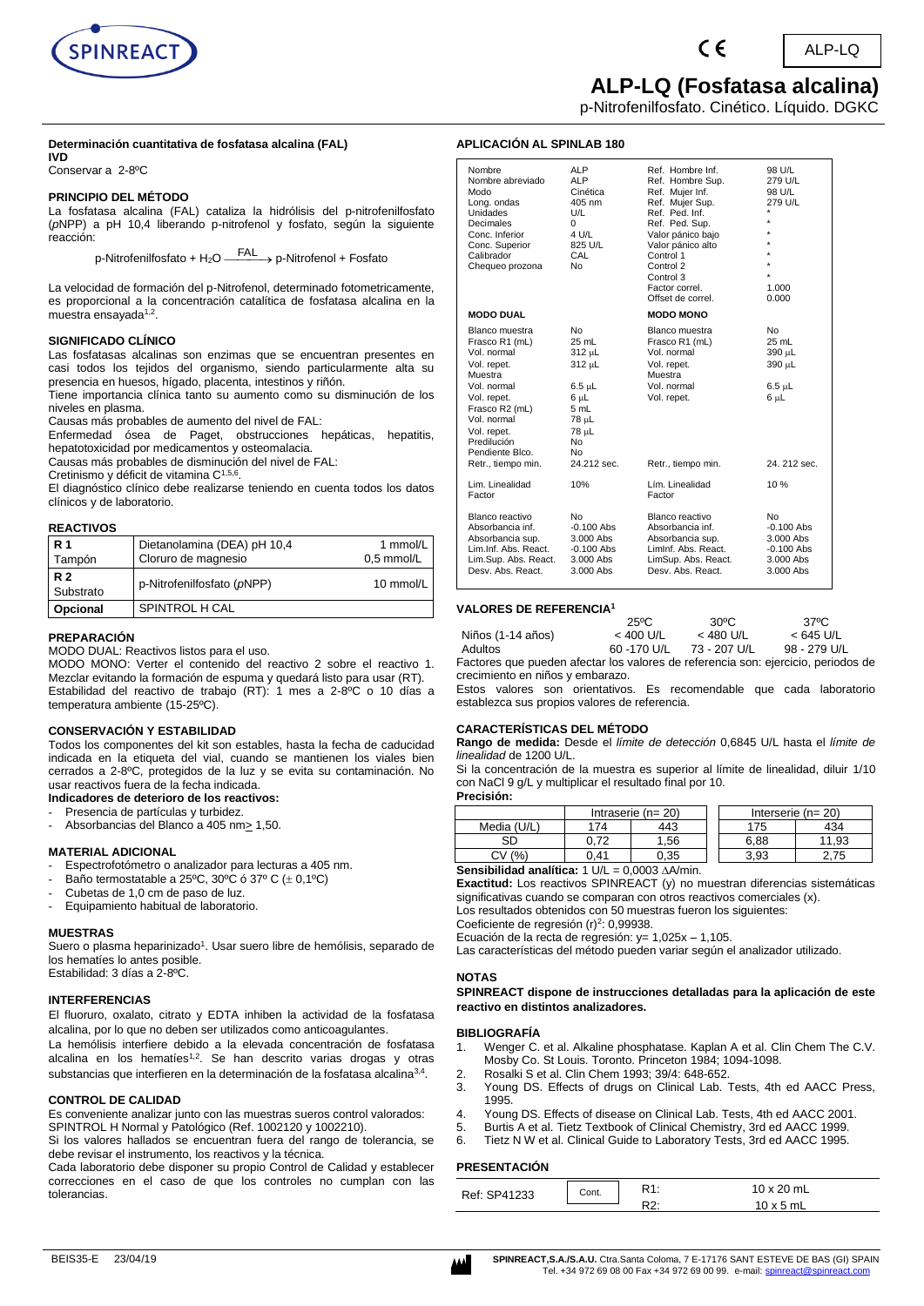# ALP-LQ (Fosfatasa alcalina)

p-Nitrofenilfosfato. Cinético. Líquido. DGKC

**Determinación cuantitativa de fosfatasa alcalina (FAL)**
**IVD**

Conservar a 2-8ºC

## PRINCIPIO DEL MÉTODO

La fosfatasa alcalina (FAL) cataliza la hidrólisis del p-nitrofenilfosfato (*p*NPP) a pH 10,4 liberando p-nitrofenol y fosfato, según la siguiente reacción:

$$\text{p-Nitrofenilfosfato} + H_2O \xrightarrow{FAL} \text{p-Nitrofenol} + \text{Fosfato}$$

La velocidad de formación del p-Nitrofenol, determinado fotometricamente, es proporcional a la concentración catalítica de fosfatasa alcalina en la muestra ensayada[1,2].

## SIGNIFICADO CLÍNICO

Las fosfatasas alcalinas son enzimas que se encuentran presentes en casi todos los tejidos del organismo, siendo particularmente alta su presencia en huesos, hígado, placenta, intestinos y riñón.

Tiene importancia clínica tanto su aumento como su disminución de los niveles en plasma.

Causas más probables de aumento del nivel de FAL:

Enfermedad ósea de Paget, obstrucciones hepáticas, hepatitis, hepatotoxicidad por medicamentos y osteomalacia.

Causas más probables de disminución del nivel de FAL:

Cretinismo y déficit de vitamina C[1,5,6].

El diagnóstico clínico debe realizarse teniendo en cuenta todos los datos clínicos y de laboratorio.

## REACTIVOS

| | | |
|---|---|---|
| **R 1** Tampón | Dietanolamina (DEA) pH 10,4<br>Cloruro de magnesio | 1 mmol/L<br>0,5 mmol/L |
| **R 2** Substrato | p-Nitrofenilfosfato (*p*NPP) | 10 mmol/L |
| **Opcional** | SPINTROL H CAL | |

## PREPARACIÓN

MODO DUAL: Reactivos listos para el uso.

MODO MONO: Verter el contenido del reactivo 2 sobre el reactivo 1. Mezclar evitando la formación de espuma y quedará listo para usar (RT).

Estabilidad del reactivo de trabajo (RT): 1 mes a 2-8ºC o 10 días a temperatura ambiente (15-25ºC).

## CONSERVACIÓN Y ESTABILIDAD

Todos los componentes del kit son estables, hasta la fecha de caducidad indicada en la etiqueta del vial, cuando se mantienen los viales bien cerrados a 2-8ºC, protegidos de la luz y se evita su contaminación. No usar reactivos fuera de la fecha indicada.

**Indicadores de deterioro de los reactivos:**

- Presencia de partículas y turbidez.
- Absorbancias del Blanco a 405 nm ≥ 1,50.

## MATERIAL ADICIONAL

- Espectrofotómetro o analizador para lecturas a 405 nm.
- Baño termostatable a 25ºC, 30ºC ó 37º C (± 0,1ºC)
- Cubetas de 1,0 cm de paso de luz.
- Equipamiento habitual de laboratorio.

## MUESTRAS

Suero o plasma heparinizado[1]. Usar suero libre de hemólisis, separado de los hematíes lo antes posible.

Estabilidad: 3 días a 2-8ºC.

## INTERFERENCIAS

El fluoruro, oxalato, citrato y EDTA inhiben la actividad de la fosfatasa alcalina, por lo que no deben ser utilizados como anticoagulantes.

La hemólisis interfiere debido a la elevada concentración de fosfatasa alcalina en los hematíes[1,2]. Se han descrito varias drogas y otras substancias que interfieren en la determinación de la fosfatasa alcalina[3,4].

## CONTROL DE CALIDAD

Es conveniente analizar junto con las muestras sueros control valorados: SPINTROL H Normal y Patológico (Ref. 1002120 y 1002210).

Si los valores hallados se encuentran fuera del rango de tolerancia, se debe revisar el instrumento, los reactivos y la técnica.

Cada laboratorio debe disponer su propio Control de Calidad y establecer correcciones en el caso de que los controles no cumplan con las tolerancias.

## APLICACIÓN AL SPINLAB 180

| | | | |
|---|---|---|---|
| Nombre | ALP | Ref. Hombre Inf. | 98 U/L |
| Nombre abreviado | ALP | Ref. Hombre Sup. | 279 U/L |
| Modo | Cinética | Ref. Mujer Inf. | 98 U/L |
| Long. ondas | 405 nm | Ref. Mujer Sup. | 279 U/L |
| Unidades | U/L | Ref. Ped. Inf. | * |
| Decimales | 0 | Ref. Ped. Sup. | * |
| Conc. Inferior | 4 U/L | Valor pánico bajo | * |
| Conc. Superior | 825 U/L | Valor pánico alto | * |
| Calibrador | CAL | Control 1 | * |
| Chequeo prozona | No | Control 2 | * |
| | | Control 3 | * |
| | | Factor correl. | 1.000 |
| | | Offset de correl. | 0.000 |
| **MODO DUAL** | | **MODO MONO** | |
| Blanco muestra | No | Blanco muestra | No |
| Frasco R1 (mL) | 25 mL | Frasco R1 (mL) | 25 mL |
| Vol. normal | 312 µL | Vol. normal | 390 µL |
| Vol. repet. | 312 µL | Vol. repet. | 390 µL |
| Muestra | | Muestra | |
| Vol. normal | 6.5 µL | Vol. normal | 6.5 µL |
| Vol. repet. | 6 µL | Vol. repet. | 6 µL |
| Frasco R2 (mL) | 5 mL | | |
| Vol. normal | 78 µL | | |
| Vol. repet. | 78 µL | | |
| Predilución | No | | |
| Pendiente Blco. | No | | |
| Retr., tiempo min. | 24.212 sec. | Retr., tiempo min. | 24. 212 sec. |
| Lim. Linealidad | 10% | Lím. Linealidad | 10 % |
| Factor | | Factor | |
| Blanco reactivo | No | Blanco reactivo | No |
| Absorbancia inf. | -0.100 Abs | Absorbancia inf. | -0.100 Abs |
| Absorbancia sup. | 3.000 Abs | Absorbancia sup. | 3.000 Abs |
| Lim.Inf. Abs. React. | -0.100 Abs | LimInf. Abs. React. | -0.100 Abs |
| Lim.Sup. Abs. React. | 3.000 Abs | LimSup. Abs. React. | 3.000 Abs |
| Desv. Abs. React. | 3.000 Abs | Desv. Abs. React. | 3.000 Abs |

## VALORES DE REFERENCIA[1]

| | 25ºC | 30ºC | 37ºC |
|---|---|---|---|
| Niños (1-14 años) | < 400 U/L | < 480 U/L | < 645 U/L |
| Adultos | 60 -170 U/L | 73 - 207 U/L | 98 - 279 U/L |

Factores que pueden afectar los valores de referencia son: ejercicio, periodos de crecimiento en niños y embarazo.

Estos valores son orientativos. Es recomendable que cada laboratorio establezca sus propios valores de referencia.

## CARACTERÍSTICAS DEL MÉTODO

**Rango de medida:** Desde el *límite de detección* 0,6845 U/L hasta el *límite de linealidad* de 1200 U/L.

Si la concentración de la muestra es superior al límite de linealidad, diluir 1/10 con NaCl 9 g/L y multiplicar el resultado final por 10.

**Precisión:**

| | Intraserie (n= 20) | | Interserie (n= 20) | |
|---|---|---|---|---|
| Media (U/L) | 174 | 443 | 175 | 434 |
| SD | 0,72 | 1,56 | 6,88 | 11,93 |
| CV (%) | 0,41 | 0,35 | 3,93 | 2,75 |

**Sensibilidad analítica:** 1 U/L = 0,0003 ΔA/min.

**Exactitud:** Los reactivos SPINREACT (y) no muestran diferencias sistemáticas significativas cuando se comparan con otros reactivos comerciales (x).

Los resultados obtenidos con 50 muestras fueron los siguientes:

Coeficiente de regresión ($r^2$): 0,99938.

Ecuación de la recta de regresión: $y= 1{,}025x - 1{,}105$.

Las características del método pueden variar según el analizador utilizado.

## NOTAS

**SPINREACT dispone de instrucciones detalladas para la aplicación de este reactivo en distintos analizadores.**

## BIBLIOGRAFÍA

1. Wenger C. et al. Alkaline phosphatase. Kaplan A et al. Clin Chem The C.V. Mosby Co. St Louis. Toronto. Princeton 1984; 1094-1098.
2. Rosalki S et al. Clin Chem 1993; 39/4: 648-652.
3. Young DS. Effects of drugs on Clinical Lab. Tests, 4th ed AACC Press, 1995.
4. Young DS. Effects of disease on Clinical Lab. Tests, 4th ed AACC 2001.
5. Burtis A et al. Tietz Textbook of Clinical Chemistry, 3rd ed AACC 1999.
6. Tietz N W et al. Clinical Guide to Laboratory Tests, 3rd ed AACC 1995.

## PRESENTACIÓN

| | | | |
|---|---|---|---|
| Ref: SP41233 | Cont. | R1: | 10 x 20 mL |
| | | R2: | 10 x 5 mL |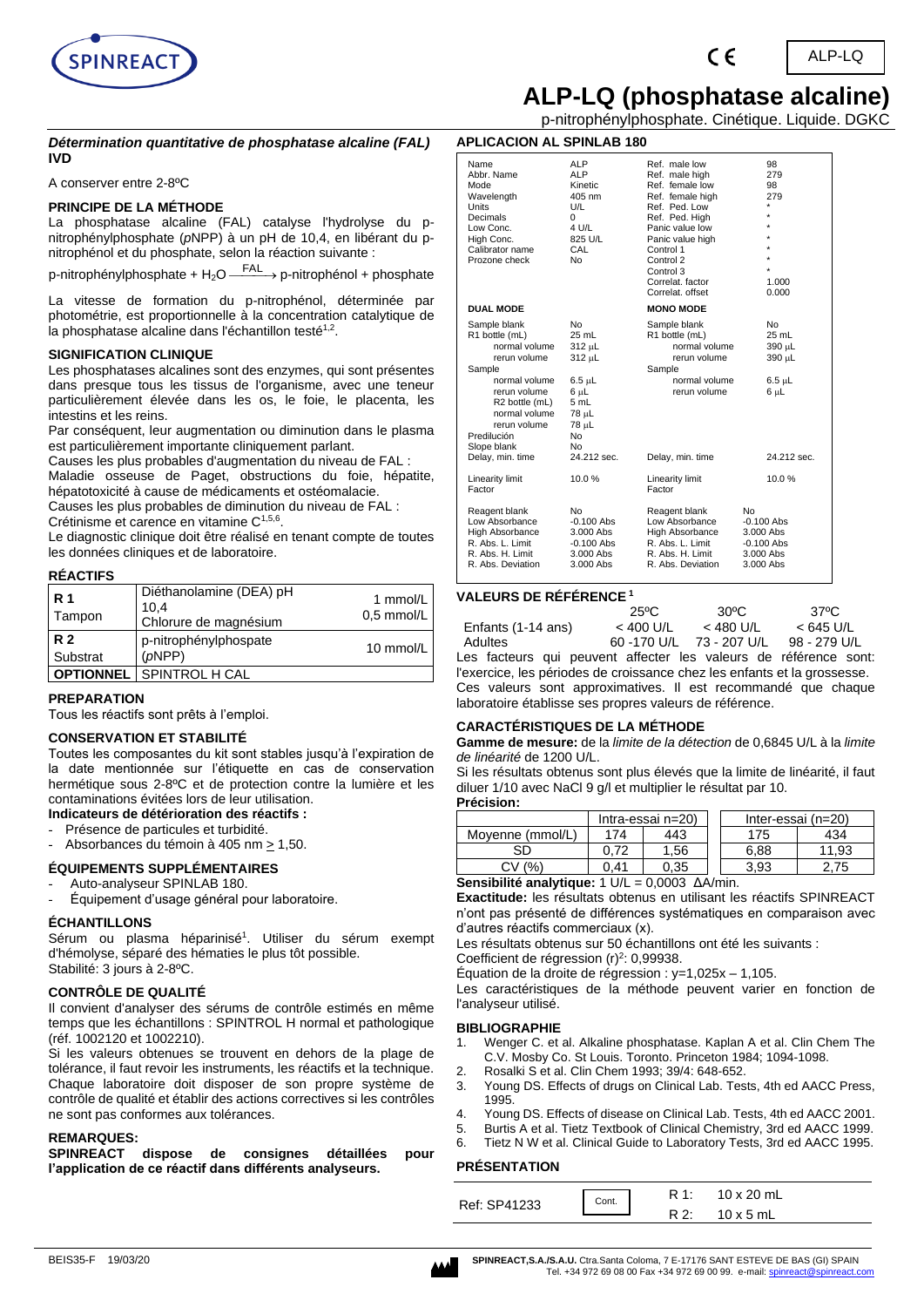# ALP-LQ (phosphatase alcaline)

p-nitrophénylphosphate. Cinétique. Liquide. DGKC

ALP-LQ

*Détermination quantitative de phosphatase alcaline (FAL)*
**IVD**

A conserver entre 2-8ºC

### PRINCIPE DE LA MÉTHODE

La phosphatase alcaline (FAL) catalyse l'hydrolyse du p-nitrophénylphosphate (*p*NPP) à un pH de 10,4, en libérant du p-nitrophénol et du phosphate, selon la réaction suivante :

p-nitrophénylphosphate + $H_2O \xrightarrow{FAL}$ p-nitrophénol + phosphate

La vitesse de formation du p-nitrophénol, déterminée par photométrie, est proportionnelle à la concentration catalytique de la phosphatase alcaline dans l'échantillon testé[1,2].

### SIGNIFICATION CLINIQUE

Les phosphatases alcalines sont des enzymes, qui sont présentes dans presque tous les tissus de l'organisme, avec une teneur particulièrement élevée dans les os, le foie, le placenta, les intestins et les reins.

Par conséquent, leur augmentation ou diminution dans le plasma est particulièrement importante cliniquement parlant.

Causes les plus probables d'augmentation du niveau de FAL :

Maladie osseuse de Paget, obstructions du foie, hépatite, hépatotoxicité à cause de médicaments et ostéomalacie.

Causes les plus probables de diminution du niveau de FAL :

Crétinisme et carence en vitamine C[1,5,6].

Le diagnostic clinique doit être réalisé en tenant compte de toutes les données cliniques et de laboratoire.

### RÉACTIFS

| | | |
|---|---|---|
| **R 1** Tampon | Diéthanolamine (DEA) pH 10,4<br>Chlorure de magnésium | 1 mmol/L<br>0,5 mmol/L |
| **R 2** Substrat | p-nitrophénylphospate (*p*NPP) | 10 mmol/L |
| **OPTIONNEL** | SPINTROL H CAL | |

### PREPARATION

Tous les réactifs sont prêts à l'emploi.

### CONSERVATION ET STABILITÉ

Toutes les composantes du kit sont stables jusqu'à l'expiration de la date mentionnée sur l'étiquette en cas de conservation hermétique sous 2-8ºC et de protection contre la lumière et les contaminations évitées lors de leur utilisation.

**Indicateurs de détérioration des réactifs :**

- Présence de particules et turbidité.
- Absorbances du témoin à 405 nm ≥ 1,50.

### ÉQUIPEMENTS SUPPLÉMENTAIRES

- Auto-analyseur SPINLAB 180.
- Équipement d'usage général pour laboratoire.

### ÉCHANTILLONS

Sérum ou plasma héparinisé[1]. Utiliser du sérum exempt d'hémolyse, séparé des hématies le plus tôt possible.

Stabilité: 3 jours à 2-8ºC.

### CONTRÔLE DE QUALITÉ

Il convient d'analyser des sérums de contrôle estimés en même temps que les échantillons : SPINTROL H normal et pathologique (réf. 1002120 et 1002210).

Si les valeurs obtenues se trouvent en dehors de la plage de tolérance, il faut revoir les instruments, les réactifs et la technique.

Chaque laboratoire doit disposer de son propre système de contrôle de qualité et établir des actions correctives si les contrôles ne sont pas conformes aux tolérances.

### REMARQUES:

**SPINREACT dispose de consignes détaillées pour l'application de ce réactif dans différents analyseurs.**

### APLICACION AL SPINLAB 180

| | | | |
|---|---|---|---|
| Name | ALP | Ref. male low | 98 |
| Abbr. Name | ALP | Ref. male high | 279 |
| Mode | Kinetic | Ref. female low | 98 |
| Wavelength | 405 nm | Ref. female high | 279 |
| Units | U/L | Ref. Ped. Low | * |
| Decimals | 0 | Ref. Ped. High | * |
| Low Conc. | 4 U/L | Panic value low | * |
| High Conc. | 825 U/L | Panic value high | * |
| Calibrator name | CAL | Control 1 | * |
| Prozone check | No | Control 2 | * |
| | | Control 3 | * |
| | | Correlat. factor | 1.000 |
| | | Correlat. offset | 0.000 |
| **DUAL MODE** | | **MONO MODE** | |
| Sample blank | No | Sample blank | No |
| R1 bottle (mL) | 25 mL | R1 bottle (mL) | 25 mL |
| normal volume | 312 µL | normal volume | 390 µL |
| rerun volume | 312 µL | rerun volume | 390 µL |
| Sample | | Sample | |
| normal volume | 6.5 µL | normal volume | 6.5 µL |
| rerun volume | 6 µL | rerun volume | 6 µL |
| R2 bottle (mL) | 5 mL | | |
| normal volume | 78 µL | | |
| rerun volume | 78 µL | | |
| Predilución | No | | |
| Slope blank | No | | |
| Delay, min. time | 24.212 sec. | Delay, min. time | 24.212 sec. |
| Linearity limit | 10.0 % | Linearity limit | 10.0 % |
| Factor | | Factor | |
| Reagent blank | No | Reagent blank | No |
| Low Absorbance | -0.100 Abs | Low Absorbance | -0.100 Abs |
| High Absorbance | 3.000 Abs | High Absorbance | 3.000 Abs |
| R. Abs. L. Limit | -0.100 Abs | R. Abs. L. Limit | -0.100 Abs |
| R. Abs. H. Limit | 3.000 Abs | R. Abs. H. Limit | 3.000 Abs |
| R. Abs. Deviation | 3.000 Abs | R. Abs. Deviation | 3.000 Abs |

### VALEURS DE RÉFÉRENCE [1]

| | 25ºC | 30ºC | 37ºC |
|---|---|---|---|
| Enfants (1-14 ans) | < 400 U/L | < 480 U/L | < 645 U/L |
| Adultes | 60 -170 U/L | 73 - 207 U/L | 98 - 279 U/L |

Les facteurs qui peuvent affecter les valeurs de référence sont: l'exercice, les périodes de croissance chez les enfants et la grossesse. Ces valeurs sont approximatives. Il est recommandé que chaque laboratoire établisse ses propres valeurs de référence.

### CARACTÉRISTIQUES DE LA MÉTHODE

**Gamme de mesure:** de la *limite de la détection* de 0,6845 U/L à la *limite de linéarité* de 1200 U/L.

Si les résultats obtenus sont plus élevés que la limite de linéarité, il faut diluer 1/10 avec NaCl 9 g/l et multiplier le résultat par 10.

**Précision:**

| | Intra-essai n=20) | | Inter-essai (n=20) | |
|---|---|---|---|---|
| Moyenne (mmol/L) | 174 | 443 | 175 | 434 |
| SD | 0,72 | 1,56 | 6,88 | 11,93 |
| CV (%) | 0,41 | 0,35 | 3,93 | 2,75 |

**Sensibilité analytique:** 1 U/L = 0,0003 ΔA/min.

**Exactitude:** les résultats obtenus en utilisant les réactifs SPINREACT n'ont pas présenté de différences systématiques en comparaison avec d'autres réactifs commerciaux (x).

Les résultats obtenus sur 50 échantillons ont été les suivants :

Coefficient de régression $(r)^2$: 0,99938.

Équation de la droite de régression : y=1,025x – 1,105.

Les caractéristiques de la méthode peuvent varier en fonction de l'analyseur utilisé.

### BIBLIOGRAPHIE

1. Wenger C. et al. Alkaline phosphatase. Kaplan A et al. Clin Chem The C.V. Mosby Co. St Louis. Toronto. Princeton 1984; 1094-1098.
2. Rosalki S et al. Clin Chem 1993; 39/4: 648-652.
3. Young DS. Effects of drugs on Clinical Lab. Tests, 4th ed AACC Press, 1995.
4. Young DS. Effects of disease on Clinical Lab. Tests, 4th ed AACC 2001.
5. Burtis A et al. Tietz Textbook of Clinical Chemistry, 3rd ed AACC 1999.
6. Tietz N W et al. Clinical Guide to Laboratory Tests, 3rd ed AACC 1995.

### PRÉSENTATION

| | | | |
|---|---|---|---|
| Ref: SP41233 | Cont. | R 1: | 10 x 20 mL |
| | | R 2: | 10 x 5 mL |

BEIS35-F 19/03/20

SPINREACT,S.A./S.A.U. Ctra.Santa Coloma, 7 E-17176 SANT ESTEVE DE BAS (GI) SPAIN
Tel. +34 972 69 08 00 Fax +34 972 69 00 99. e-mail: spinreact@spinreact.com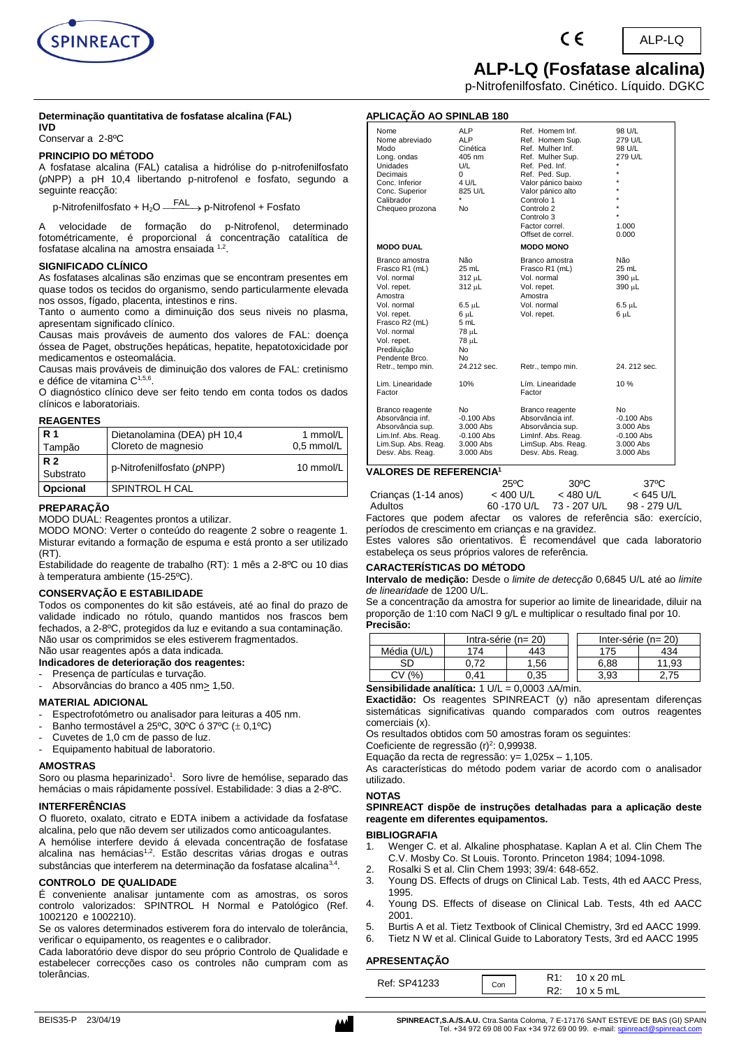# ALP-LQ (Fosfatase alcalina)

p-Nitrofenilfosfato. Cinético. Líquido. DGKC

**Determinação quantitativa de fosfatase alcalina (FAL)**
**IVD**
Conservar a 2-8ºC

## PRINCIPIO DO MÉTODO

A fosfatase alcalina (FAL) catalisa a hidrólise do p-nitrofenilfosfato (*p*NPP) a pH 10,4 libertando p-nitrofenol e fosfato, segundo a seguinte reacção:

$$\text{p-Nitrofenilfosfato} + H_2O \xrightarrow{FAL} \text{p-Nitrofenol} + \text{Fosfato}$$

A velocidade de formação do p-Nitrofenol, determinado fotométricamente, é proporcional á concentração catalítica de fosfatase alcalina na amostra ensaiada [1,2].

## SIGNIFICADO CLÍNICO

As fosfatases alcalinas são enzimas que se encontram presentes em quase todos os tecidos do organismo, sendo particularmente elevada nos ossos, fígado, placenta, intestinos e rins.

Tanto o aumento como a diminuição dos seus niveis no plasma, apresentam significado clínico.

Causas mais prováveis de aumento dos valores de FAL: doença óssea de Paget, obstruções hepáticas, hepatite, hepatotoxicidade por medicamentos e osteomalácia.

Causas mais prováveis de diminuição dos valores de FAL: cretinismo e déface de vitamina C[1,5,6].

O diagnóstico clínico deve ser feito tendo em conta todos os dados clínicos e laboratoriais.

## REAGENTES

| | | |
|---|---|---|
| **R 1** Tampão | Dietanolamina (DEA) pH 10,4<br>Cloreto de magnesio | 1 mmol/L<br>0,5 mmol/L |
| **R 2** Substrato | p-Nitrofenilfosfato (*p*NPP) | 10 mmol/L |
| **Opcional** | SPINTROL H CAL | |

## PREPARAÇÃO

MODO DUAL: Reagentes prontos a utilizar.

MODO MONO: Verter o conteúdo do reagente 2 sobre o reagente 1. Misturar evitando a formação de espuma e está pronto a ser utilizado (RT).

Estabilidade do reagente de trabalho (RT): 1 mês a 2-8ºC ou 10 dias à temperatura ambiente (15-25ºC).

## CONSERVAÇÃO E ESTABILIDADE

Todos os componentes do kit são estáveis, até ao final do prazo de validade indicado no rótulo, quando mantidos nos frascos bem fechados, a 2-8ºC, protegidos da luz e evitando a sua contaminação.

Não usar os comprimidos se eles estiverem fragmentados.

Não usar reagentes após a data indicada.

**Indicadores de deterioração dos reagentes:**

- Presença de partículas e turvação.
- Absorvâncias do branco a 405 nm ≥ 1,50.

## MATERIAL ADICIONAL

- Espectrofotómetro ou analisador para leituras a 405 nm.
- Banho termostável a 25ºC, 30ºC ó 37ºC (± 0,1ºC)
- Cuvetes de 1,0 cm de passo de luz.
- Equipamento habitual de laboratorio.

## AMOSTRAS

Soro ou plasma heparinizado[1]. Soro livre de hemólise, separado das hemácias o mais rápidamente possível. Estabilidade: 3 dias a 2-8ºC.

## INTERFERÊNCIAS

O fluoreto, oxalato, citrato e EDTA inibem a actividade da fosfatase alcalina, pelo que não devem ser utilizados como anticoagulantes.

A hemólise interfere devido á elevada concentração de fosfatase alcalina nas hemácias[1,2]. Estão descritas várias drogas e outras substâncias que interferem na determinação da fosfatase alcalina[3,4].

## CONTROLO DE QUALIDADE

É conveniente analisar juntamente com as amostras, os soros controlo valorizados: SPINTROL H Normal e Patológico (Ref. 1002120 e 1002210).

Se os valores determinados estiverem fora do intervalo de tolerância, verificar o equipamento, os reagentes e o calibrador.

Cada laboratório deve dispor do seu próprio Controlo de Qualidade e estabelecer correcções caso os controles não cumpram com as tolerâncias.

## APLICAÇÃO AO SPINLAB 180

| | | | |
|---|---|---|---|
| Nome | ALP | Ref. Homem Inf. | 98 U/L |
| Nome abreviado | ALP | Ref. Homem Sup. | 279 U/L |
| Modo | Cinética | Ref. Mulher Inf. | 98 U/L |
| Long. ondas | 405 nm | Ref. Mulher Sup. | 279 U/L |
| Unidades | U/L | Ref. Ped. Inf. | * |
| Decimais | 0 | Ref. Ped. Sup. | * |
| Conc. Inferior | 4 U/L | Valor pânico baixo | * |
| Conc. Superior | 825 U/L | Valor pânico alto | * |
| Calibrador | * | Controlo 1 | * |
| Chequeo prozona | No | Controlo 2 | * |
| | | Controlo 3 | * |
| | | Factor correl. | 1.000 |
| | | Offset de correl. | 0.000 |
| **MODO DUAL** | | **MODO MONO** | |
| Branco amostra | Não | Branco amostra | Não |
| Frasco R1 (mL) | 25 mL | Frasco R1 (mL) | 25 mL |
| Vol. normal | 312 µL | Vol. normal | 390 µL |
| Vol. repet. | 312 µL | Vol. repet. | 390 µL |
| Amostra | | Amostra | |
| Vol. normal | 6.5 µL | Vol. normal | 6.5 µL |
| Vol. repet. | 6 µL | Vol. repet. | 6 µL |
| Frasco R2 (mL) | 5 mL | | |
| Vol. normal | 78 µL | | |
| Vol. repet. | 78 µL | | |
| Prediluição | No | | |
| Pendente Brco. | No | | |
| Retr., tempo min. | 24.212 sec. | Retr., tempo min. | 24. 212 sec. |
| Lim. Linearidade | 10% | Lím. Linearidade | 10 % |
| Factor | | Factor | |
| Branco reagente | No | Branco reagente | No |
| Absorvância inf. | -0.100 Abs | Absorvância inf. | -0.100 Abs |
| Absorvância sup. | 3.000 Abs | Absorvância sup. | 3.000 Abs |
| Lim.Inf. Abs. Reag. | -0.100 Abs | LimInf. Abs. Reag. | -0.100 Abs |
| Lim.Sup. Abs. Reag. | 3.000 Abs | LimSup. Abs. Reag. | 3.000 Abs |
| Desv. Abs. Reag. | 3.000 Abs | Desv. Abs. Reag. | 3.000 Abs |

## VALORES DE REFERENCIA[1]

| | 25ºC | 30ºC | 37ºC |
|---|---|---|---|
| Crianças (1-14 anos) | < 400 U/L | < 480 U/L | < 645 U/L |
| Adultos | 60 -170 U/L | 73 - 207 U/L | 98 - 279 U/L |

Factores que podem afectar os valores de referência são: exercício, períodos de crescimento em crianças e na gravidez.

Estes valores são orientativos. É recomendável que cada laboratorio estabeleça os seus próprios valores de referência.

## CARACTERÍSTICAS DO MÉTODO

**Intervalo de medição:** Desde o *limite de detecção* 0,6845 U/L até ao *limite de linearidade* de 1200 U/L.

Se a concentração da amostra for superior ao limite de linearidade, diluir na proporção de 1:10 com NaCl 9 g/L e multiplicar o resultado final por 10.

**Precisão:**

| | Intra-série (n= 20) | | Inter-série (n= 20) | |
|---|---|---|---|---|
| Média (U/L) | 174 | 443 | 175 | 434 |
| SD | 0,72 | 1,56 | 6,88 | 11,93 |
| CV (%) | 0,41 | 0,35 | 3,93 | 2,75 |

**Sensibilidade analítica:** 1 U/L = 0,0003 ΔA/min.

**Exactidão:** Os reagentes SPINREACT (y) não apresentam diferenças sistemáticas significativas quando comparados com outros reagentes comerciais (x).

Os resultados obtidos com 50 amostras foram os seguintes:

Coeficiente de regressão $(r)^2$: 0,99938.

Equação da recta de regressão: y= 1,025x – 1,105.

As características do método podem variar de acordo com o analisador utilizado.

## NOTAS

**SPINREACT dispõe de instruções detalhadas para a aplicação deste reagente em diferentes equipamentos.**

## BIBLIOGRAFIA

1. Wenger C. et al. Alkaline phosphatase. Kaplan A et al. Clin Chem The C.V. Mosby Co. St Louis. Toronto. Princeton 1984; 1094-1098.
2. Rosalki S et al. Clin Chem 1993; 39/4: 648-652.
3. Young DS. Effects of drugs on Clinical Lab. Tests, 4th ed AACC Press, 1995.
4. Young DS. Effects of disease on Clinical Lab. Tests, 4th ed AACC 2001.
5. Burtis A et al. Tietz Textbook of Clinical Chemistry, 3rd ed AACC 1999.
6. Tietz N W et al. Clinical Guide to Laboratory Tests, 3rd ed AACC 1995

## APRESENTAÇÃO

| | | |
|---|---|---|
| Ref: SP41233 | Con | R1: 10 x 20 mL<br>R2: 10 x 5 mL |